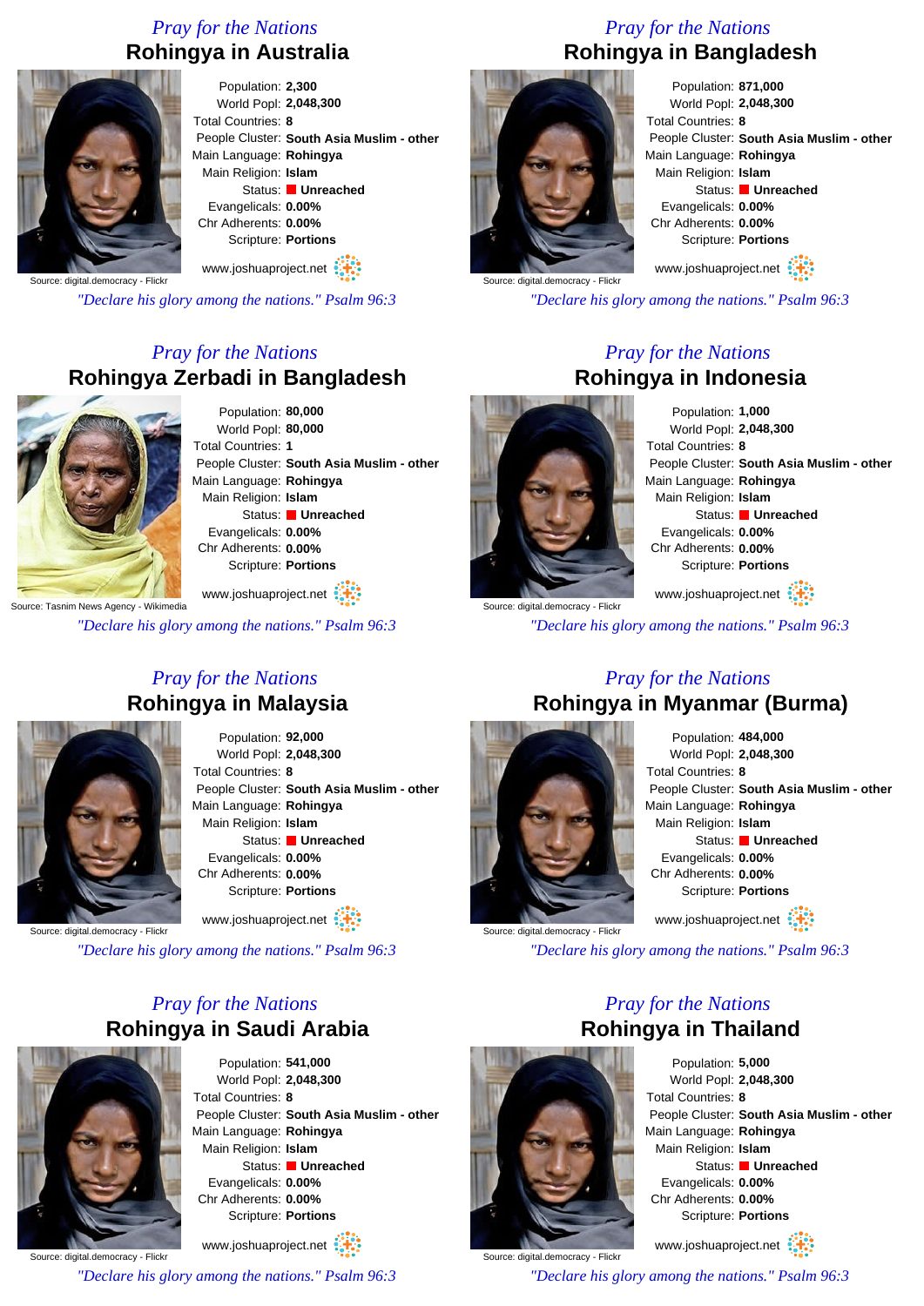*Pray for the Nations*

## Rohingya in Australia

Source: digital.democracy - Flickr

Population: **2,300**
World Popl: **2,048,300**
Total Countries: **8**
People Cluster: **South Asia Muslim - other**
Main Language: **Rohingya**
Main Religion: **Islam**
Status: **Unreached**
Evangelicals: **0.00%**
Chr Adherents: **0.00%**
Scripture: **Portions**

www.joshuaproject.net

*"Declare his glory among the nations." Psalm 96:3*

*Pray for the Nations*

## Rohingya in Bangladesh

Source: digital.democracy - Flickr

Population: **871,000**
World Popl: **2,048,300**
Total Countries: **8**
People Cluster: **South Asia Muslim - other**
Main Language: **Rohingya**
Main Religion: **Islam**
Status: **Unreached**
Evangelicals: **0.00%**
Chr Adherents: **0.00%**
Scripture: **Portions**

www.joshuaproject.net

*"Declare his glory among the nations." Psalm 96:3*

*Pray for the Nations*

## Rohingya Zerbadi in Bangladesh

Source: Tasnim News Agency - Wikimedia

Population: **80,000**
World Popl: **80,000**
Total Countries: **1**
People Cluster: **South Asia Muslim - other**
Main Language: **Rohingya**
Main Religion: **Islam**
Status: **Unreached**
Evangelicals: **0.00%**
Chr Adherents: **0.00%**
Scripture: **Portions**

www.joshuaproject.net

*"Declare his glory among the nations." Psalm 96:3*

*Pray for the Nations*

## Rohingya in Indonesia

Source: digital.democracy - Flickr

Population: **1,000**
World Popl: **2,048,300**
Total Countries: **8**
People Cluster: **South Asia Muslim - other**
Main Language: **Rohingya**
Main Religion: **Islam**
Status: **Unreached**
Evangelicals: **0.00%**
Chr Adherents: **0.00%**
Scripture: **Portions**

www.joshuaproject.net

*"Declare his glory among the nations." Psalm 96:3*

*Pray for the Nations*

## Rohingya in Malaysia

Source: digital.democracy - Flickr

Population: **92,000**
World Popl: **2,048,300**
Total Countries: **8**
People Cluster: **South Asia Muslim - other**
Main Language: **Rohingya**
Main Religion: **Islam**
Status: **Unreached**
Evangelicals: **0.00%**
Chr Adherents: **0.00%**
Scripture: **Portions**

www.joshuaproject.net

*"Declare his glory among the nations." Psalm 96:3*

*Pray for the Nations*

## Rohingya in Myanmar (Burma)

Source: digital.democracy - Flickr

Population: **484,000**
World Popl: **2,048,300**
Total Countries: **8**
People Cluster: **South Asia Muslim - other**
Main Language: **Rohingya**
Main Religion: **Islam**
Status: **Unreached**
Evangelicals: **0.00%**
Chr Adherents: **0.00%**
Scripture: **Portions**

www.joshuaproject.net

*"Declare his glory among the nations." Psalm 96:3*

*Pray for the Nations*

## Rohingya in Saudi Arabia

Source: digital.democracy - Flickr

Population: **541,000**
World Popl: **2,048,300**
Total Countries: **8**
People Cluster: **South Asia Muslim - other**
Main Language: **Rohingya**
Main Religion: **Islam**
Status: **Unreached**
Evangelicals: **0.00%**
Chr Adherents: **0.00%**
Scripture: **Portions**

www.joshuaproject.net

*"Declare his glory among the nations." Psalm 96:3*

*Pray for the Nations*

## Rohingya in Thailand

Source: digital.democracy - Flickr

Population: **5,000**
World Popl: **2,048,300**
Total Countries: **8**
People Cluster: **South Asia Muslim - other**
Main Language: **Rohingya**
Main Religion: **Islam**
Status: **Unreached**
Evangelicals: **0.00%**
Chr Adherents: **0.00%**
Scripture: **Portions**

www.joshuaproject.net

*"Declare his glory among the nations." Psalm 96:3*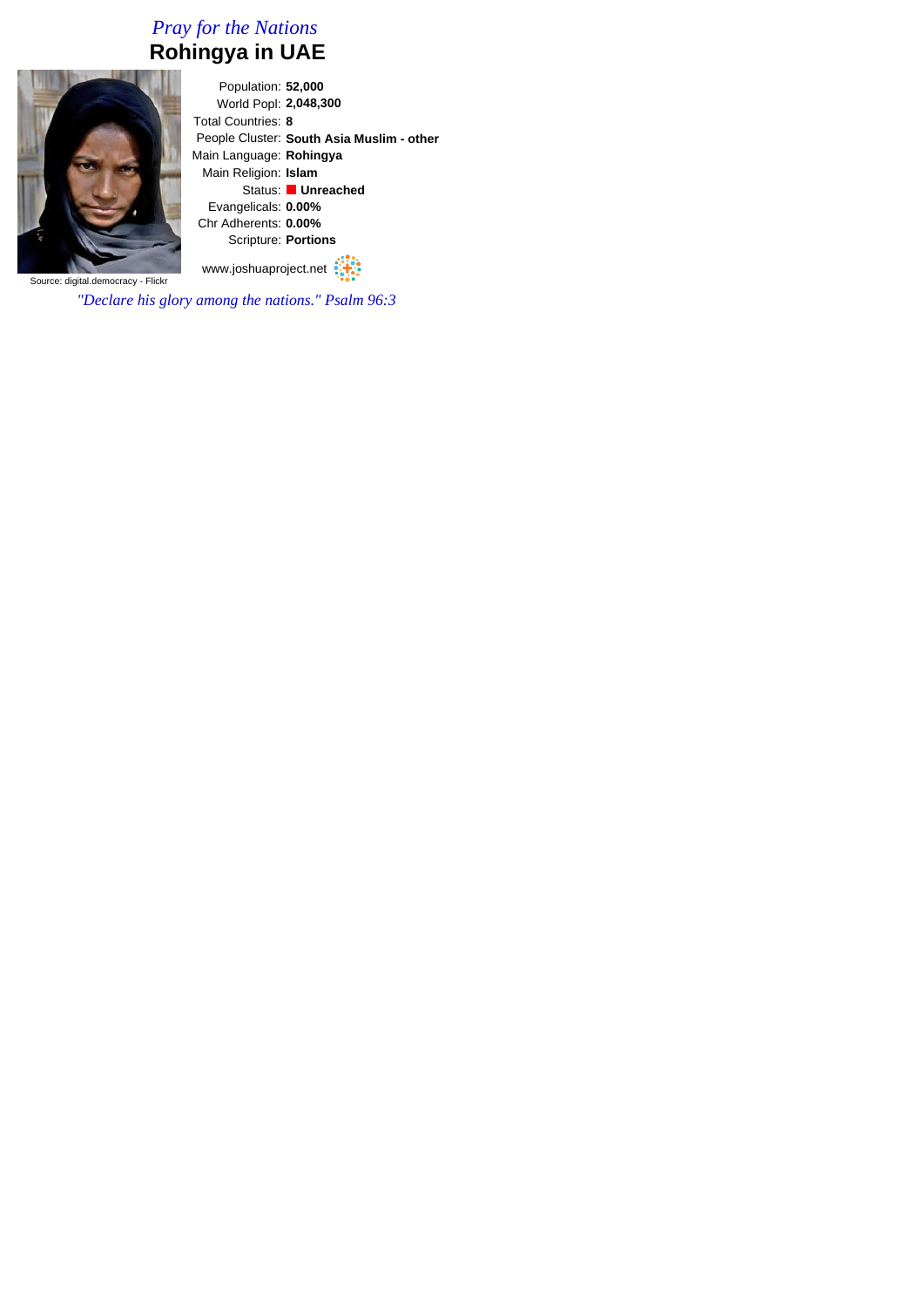*Pray for the Nations*

# Rohingya in UAE

Source: digital.democracy - Flickr

Population: **52,000**
World Popl: **2,048,300**
Total Countries: **8**
People Cluster: **South Asia Muslim - other**
Main Language: **Rohingya**
Main Religion: **Islam**
Status: **Unreached**
Evangelicals: **0.00%**
Chr Adherents: **0.00%**
Scripture: **Portions**

www.joshuaproject.net

*"Declare his glory among the nations." Psalm 96:3*